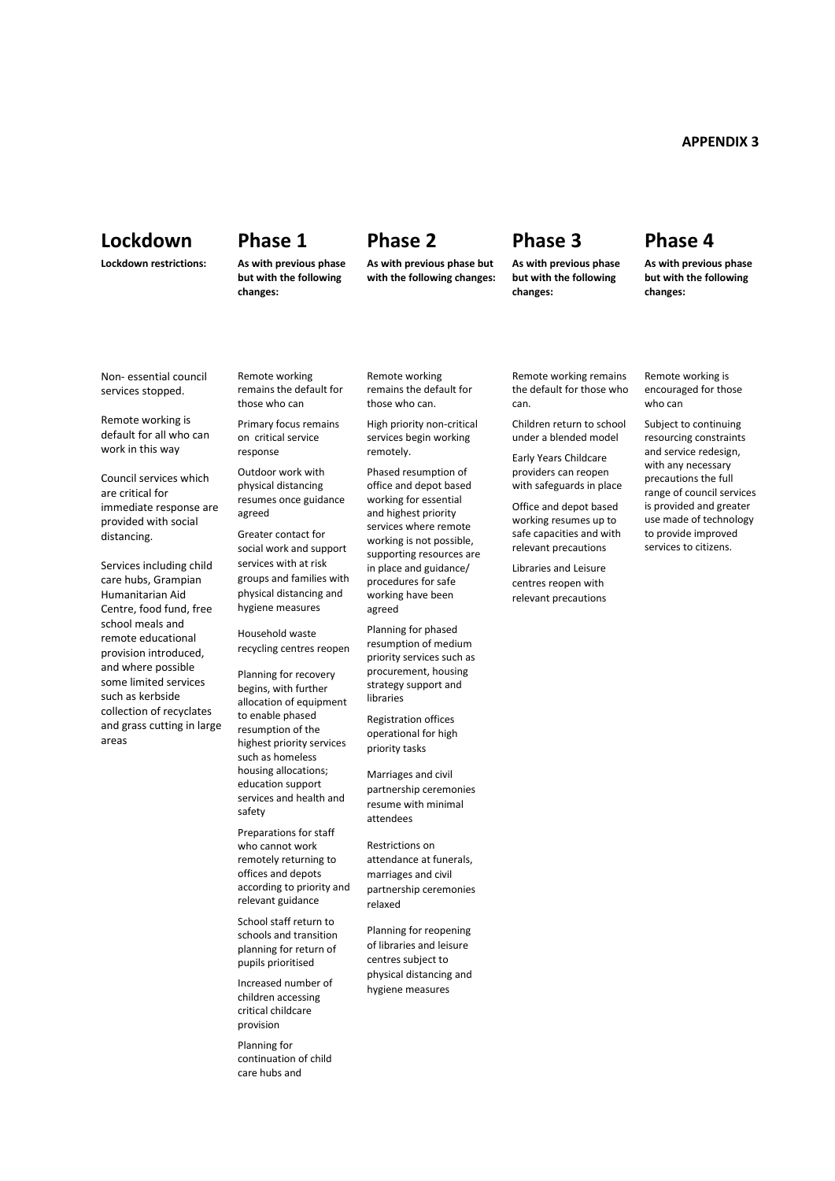**APPENDIX 3**

| Lockdown | Phase 1 | Phase 2 | Phase 3 | Phase 4 |
|---|---|---|---|---|
| **Lockdown restrictions:** | **As with previous phase but with the following changes:** | **As with previous phase but with the following changes:** | **As with previous phase but with the following changes:** | **As with previous phase but with the following changes:** |
| Non- essential council services stopped.<br><br>Remote working is default for all who can work in this way<br><br>Council services which are critical for immediate response are provided with social distancing.<br><br>Services including child care hubs, Grampian Humanitarian Aid Centre, food fund, free school meals and remote educational provision introduced, and where possible some limited services such as kerbside collection of recyclates and grass cutting in large areas | Remote working remains the default for those who can<br><br>Primary focus remains on critical service response<br><br>Outdoor work with physical distancing resumes once guidance agreed<br><br>Greater contact for social work and support services with at risk groups and families with physical distancing and hygiene measures<br><br>Household waste recycling centres reopen<br><br>Planning for recovery begins, with further allocation of equipment to enable phased resumption of the highest priority services such as homeless housing allocations; education support services and health and safety<br><br>Preparations for staff who cannot work remotely returning to offices and depots according to priority and relevant guidance<br><br>School staff return to schools and transition planning for return of pupils prioritised<br><br>Increased number of children accessing critical childcare provision<br><br>Planning for continuation of child care hubs and | Remote working remains the default for those who can.<br><br>High priority non-critical services begin working remotely.<br><br>Phased resumption of office and depot based working for essential and highest priority services where remote working is not possible, supporting resources are in place and guidance/ procedures for safe working have been agreed<br><br>Planning for phased resumption of medium priority services such as procurement, housing strategy support and libraries<br><br>Registration offices operational for high priority tasks<br><br>Marriages and civil partnership ceremonies resume with minimal attendees<br><br>Restrictions on attendance at funerals, marriages and civil partnership ceremonies relaxed<br><br>Planning for reopening of libraries and leisure centres subject to physical distancing and hygiene measures | Remote working remains the default for those who can.<br><br>Children return to school under a blended model<br><br>Early Years Childcare providers can reopen with safeguards in place<br><br>Office and depot based working resumes up to safe capacities and with relevant precautions<br><br>Libraries and Leisure centres reopen with relevant precautions | Remote working is encouraged for those who can<br><br>Subject to continuing resourcing constraints and service redesign, with any necessary precautions the full range of council services is provided and greater use made of technology to provide improved services to citizens. |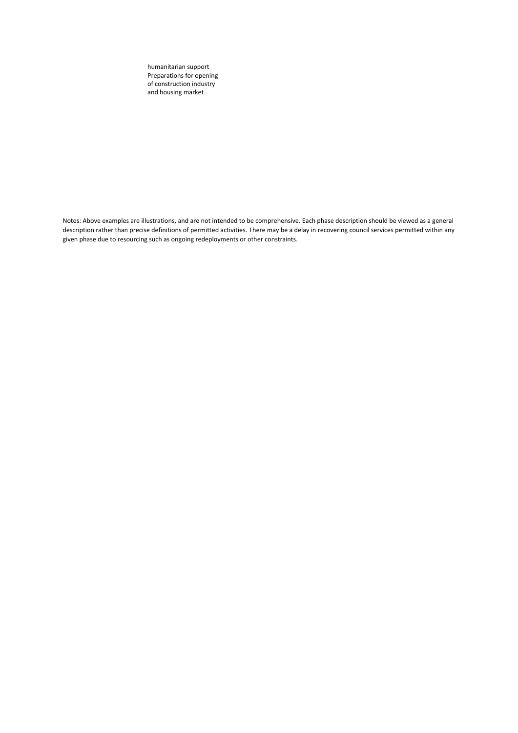humanitarian support
Preparations for opening of construction industry and housing market

Notes: Above examples are illustrations, and are not intended to be comprehensive. Each phase description should be viewed as a general description rather than precise definitions of permitted activities. There may be a delay in recovering council services permitted within any given phase due to resourcing such as ongoing redeployments or other constraints.